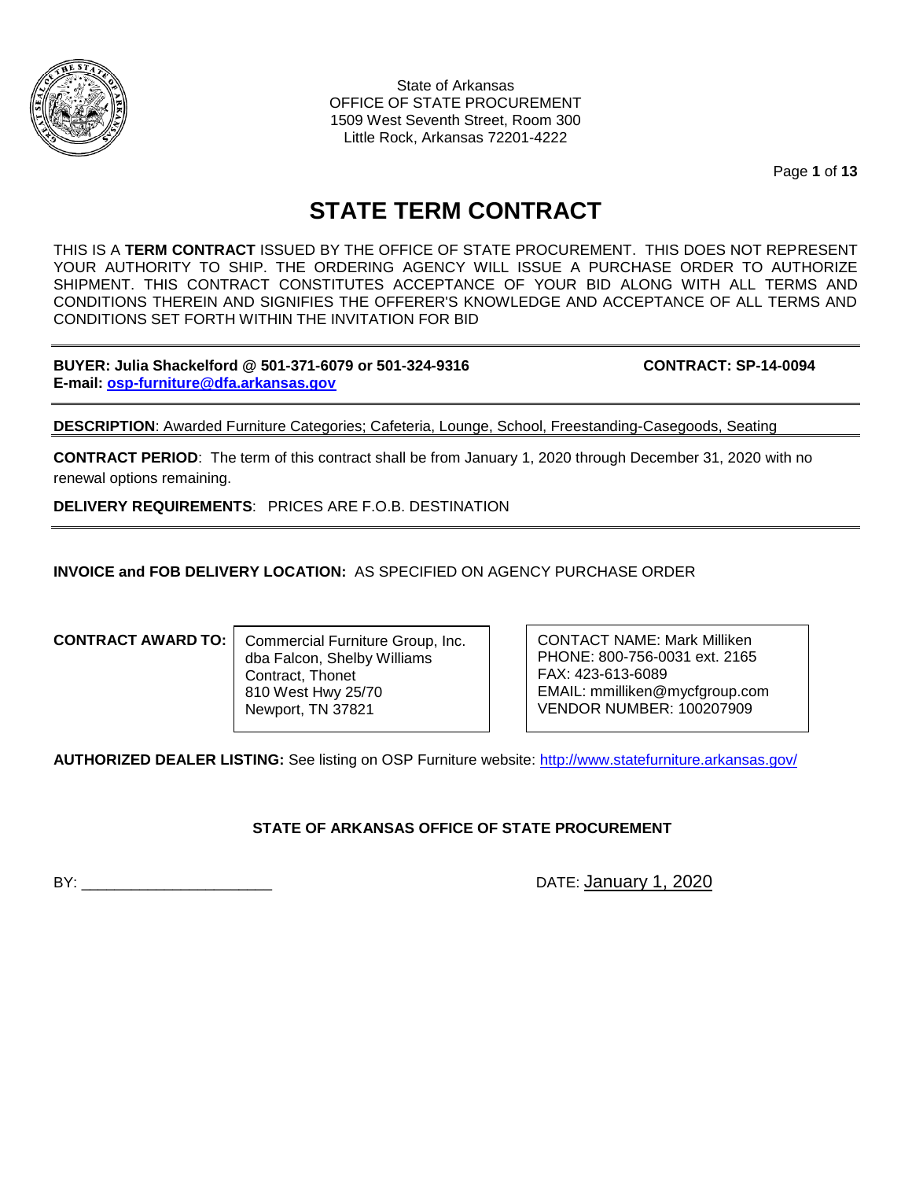State of Arkansas
OFFICE OF STATE PROCUREMENT
1509 West Seventh Street, Room 300
Little Rock, Arkansas 72201-4222

# STATE TERM CONTRACT

THIS IS A **TERM CONTRACT** ISSUED BY THE OFFICE OF STATE PROCUREMENT. THIS DOES NOT REPRESENT YOUR AUTHORITY TO SHIP. THE ORDERING AGENCY WILL ISSUE A PURCHASE ORDER TO AUTHORIZE SHIPMENT. THIS CONTRACT CONSTITUTES ACCEPTANCE OF YOUR BID ALONG WITH ALL TERMS AND CONDITIONS THEREIN AND SIGNIFIES THE OFFERER'S KNOWLEDGE AND ACCEPTANCE OF ALL TERMS AND CONDITIONS SET FORTH WITHIN THE INVITATION FOR BID

---

**BUYER: Julia Shackelford @ 501-371-6079 or 501-324-9316** **CONTRACT: SP-14-0094**
**E-mail: osp-furniture@dfa.arkansas.gov**

---

**DESCRIPTION**: Awarded Furniture Categories; Cafeteria, Lounge, School, Freestanding-Casegoods, Seating

**CONTRACT PERIOD**: The term of this contract shall be from January 1, 2020 through December 31, 2020 with no renewal options remaining.

**DELIVERY REQUIREMENTS**: PRICES ARE F.O.B. DESTINATION

---

**INVOICE and FOB DELIVERY LOCATION:** AS SPECIFIED ON AGENCY PURCHASE ORDER

**CONTRACT AWARD TO:**

Commercial Furniture Group, Inc.
dba Falcon, Shelby Williams
Contract, Thonet
810 West Hwy 25/70
Newport, TN 37821

CONTACT NAME: Mark Milliken
PHONE: 800-756-0031 ext. 2165
FAX: 423-613-6089
EMAIL: mmilliken@mycfgroup.com
VENDOR NUMBER: 100207909

**AUTHORIZED DEALER LISTING:** See listing on OSP Furniture website: http://www.statefurniture.arkansas.gov/

**STATE OF ARKANSAS OFFICE OF STATE PROCUREMENT**

BY: ______________________ DATE: January 1, 2020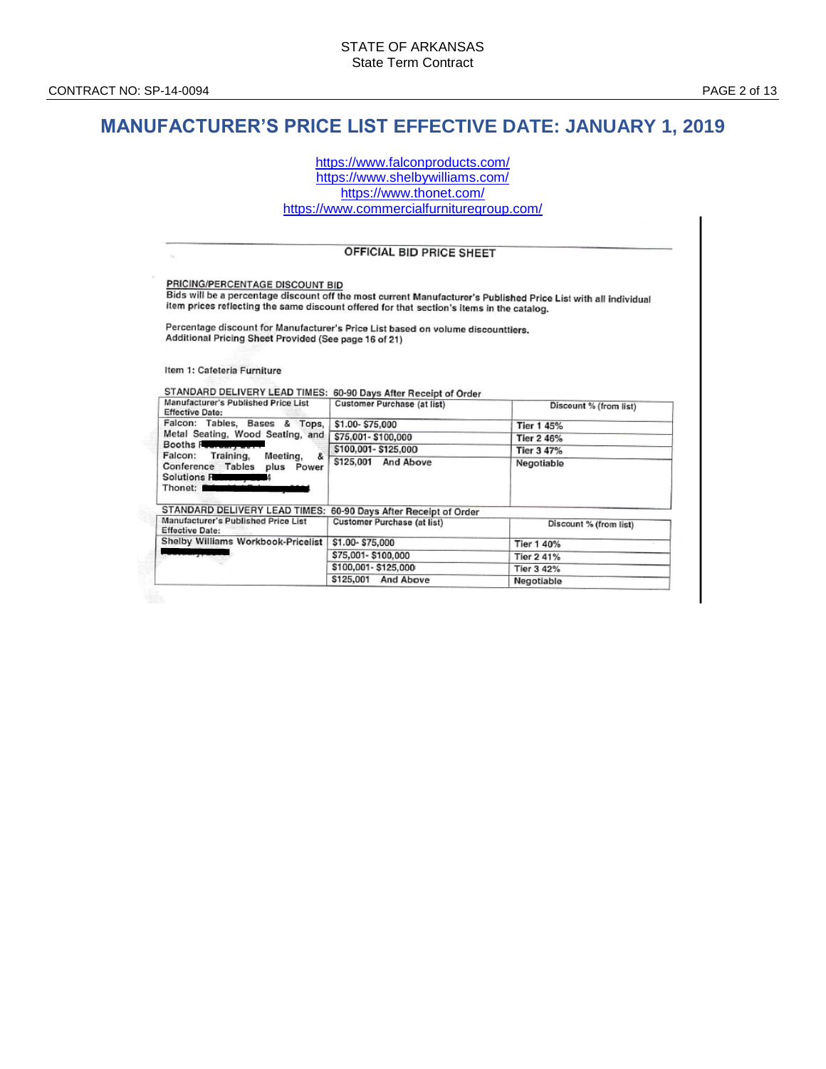# MANUFACTURER'S PRICE LIST EFFECTIVE DATE: JANUARY 1, 2019

https://www.falconproducts.com/
https://www.shelbywilliams.com/
https://www.thonet.com/
https://www.commercialfurnituregroup.com/

## OFFICIAL BID PRICE SHEET

**PRICING/PERCENTAGE DISCOUNT BID**

Bids will be a percentage discount off the most current Manufacturer's Published Price List with all individual item prices reflecting the same discount offered for that section's items in the catalog.

Percentage discount for Manufacturer's Price List based on volume discounttiers.
Additional Pricing Sheet Provided (See page 16 of 21)

Item 1: Cafeteria Furniture

STANDARD DELIVERY LEAD TIMES: 60-90 Days After Receipt of Order

| Manufacturer's Published Price List Effective Date: | Customer Purchase (at list) | Discount % (from list) |
|---|---|---|
| Falcon: Tables, Bases & Tops, Metal Seating, Wood Seating, and Booths F█████ Falcon: Training, Meeting, & Conference Tables plus Power Solutions F█████4 Thonet: █████ | $1.00- $75,000 | Tier 1 45% |
| | $75,001- $100,000 | Tier 2 46% |
| | $100,001- $125,000 | Tier 3 47% |
| | $125,001 And Above | Negotiable |

STANDARD DELIVERY LEAD TIMES: 60-90 Days After Receipt of Order

| Manufacturer's Published Price List Effective Date: | Customer Purchase (at list) | Discount % (from list) |
|---|---|---|
| Shelby Williams Workbook-Pricelist █████ | $1.00- $75,000 | Tier 1 40% |
| | $75,001- $100,000 | Tier 2 41% |
| | $100,001- $125,000 | Tier 3 42% |
| | $125,001 And Above | Negotiable |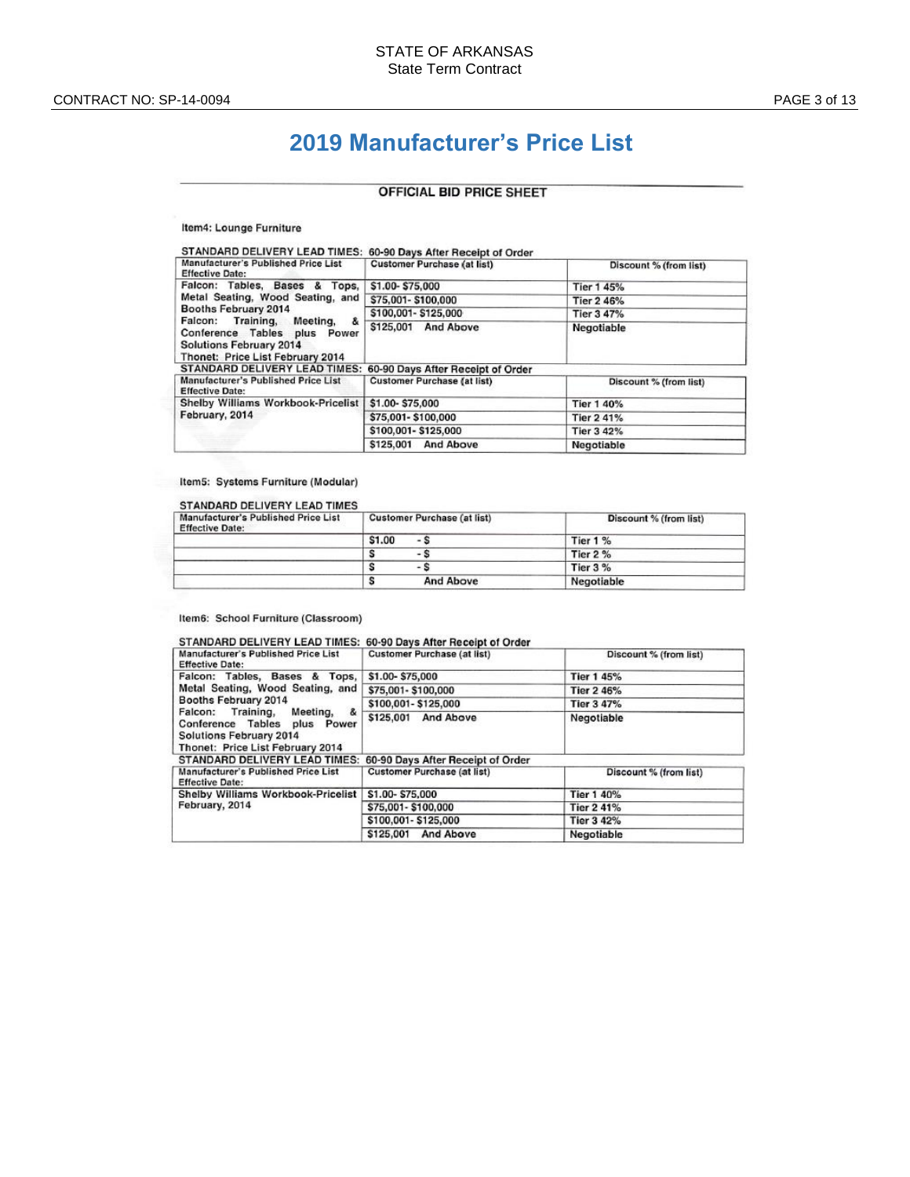# 2019 Manufacturer's Price List

## OFFICIAL BID PRICE SHEET

Item4: Lounge Furniture

STANDARD DELIVERY LEAD TIMES: 60-90 Days After Receipt of Order

| Manufacturer's Published Price List Effective Date: | Customer Purchase (at list) | Discount % (from list) |
|---|---|---|
| Falcon: Tables, Bases & Tops, Metal Seating, Wood Seating, and Booths February 2014 Falcon: Training, Meeting, & Conference Tables plus Power Solutions February 2014 Thonet: Price List February 2014 | $1.00- $75,000 | Tier 1 45% |
| | $75,001- $100,000 | Tier 2 46% |
| | $100,001- $125,000 | Tier 3 47% |
| | $125,001 And Above | Negotiable |

STANDARD DELIVERY LEAD TIMES: 60-90 Days After Receipt of Order

| Manufacturer's Published Price List Effective Date: | Customer Purchase (at list) | Discount % (from list) |
|---|---|---|
| Shelby Williams Workbook-Pricelist February, 2014 | $1.00- $75,000 | Tier 1 40% |
| | $75,001- $100,000 | Tier 2 41% |
| | $100,001- $125,000 | Tier 3 42% |
| | $125,001 And Above | Negotiable |

Item5: Systems Furniture (Modular)

STANDARD DELIVERY LEAD TIMES

| Manufacturer's Published Price List Effective Date: | Customer Purchase (at list) | Discount % (from list) |
|---|---|---|
| | $1.00 - $ | Tier 1 % |
| | $ - $ | Tier 2 % |
| | $ - $ | Tier 3 % |
| | $ And Above | Negotiable |

Item6: School Furniture (Classroom)

STANDARD DELIVERY LEAD TIMES: 60-90 Days After Receipt of Order

| Manufacturer's Published Price List Effective Date: | Customer Purchase (at list) | Discount % (from list) |
|---|---|---|
| Falcon: Tables, Bases & Tops, Metal Seating, Wood Seating, and Booths February 2014 Falcon: Training, Meeting, & Conference Tables plus Power Solutions February 2014 Thonet: Price List February 2014 | $1.00- $75,000 | Tier 1 45% |
| | $75,001- $100,000 | Tier 2 46% |
| | $100,001- $125,000 | Tier 3 47% |
| | $125,001 And Above | Negotiable |

STANDARD DELIVERY LEAD TIMES: 60-90 Days After Receipt of Order

| Manufacturer's Published Price List Effective Date: | Customer Purchase (at list) | Discount % (from list) |
|---|---|---|
| Shelby Williams Workbook-Pricelist February, 2014 | $1.00- $75,000 | Tier 1 40% |
| | $75,001- $100,000 | Tier 2 41% |
| | $100,001- $125,000 | Tier 3 42% |
| | $125,001 And Above | Negotiable |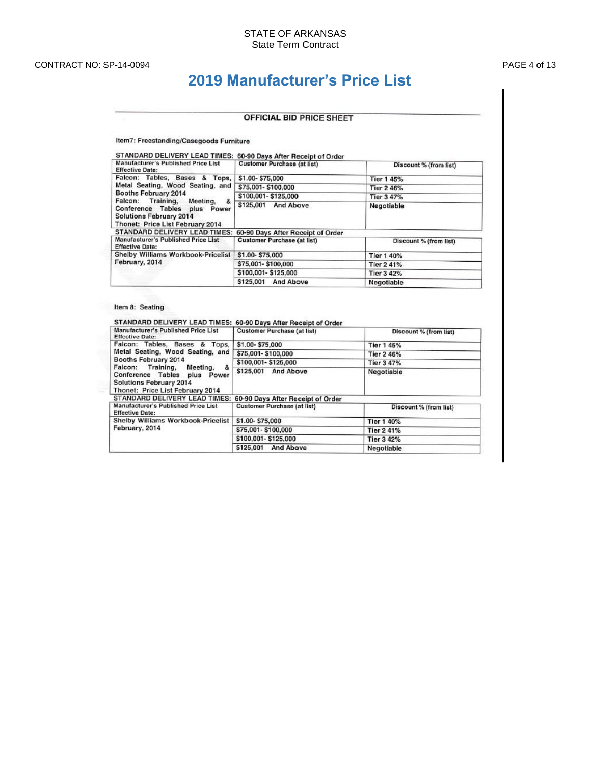# 2019 Manufacturer's Price List

**OFFICIAL BID PRICE SHEET**

Item7: Freestanding/Casegoods Furniture

STANDARD DELIVERY LEAD TIMES: 60-90 Days After Receipt of Order

| Manufacturer's Published Price List Effective Date: | Customer Purchase (at list) | Discount % (from list) |
|---|---|---|
| Falcon: Tables, Bases & Tops, Metal Seating, Wood Seating, and Booths February 2014<br>Falcon: Training, Meeting, & Conference Tables plus Power Solutions February 2014<br>Thonet: Price List February 2014 | $1.00- $75,000 | Tier 1 45% |
| | $75,001- $100,000 | Tier 2 46% |
| | $100,001- $125,000 | Tier 3 47% |
| | $125,001 And Above | Negotiable |

STANDARD DELIVERY LEAD TIMES: 60-90 Days After Receipt of Order

| Manufacturer's Published Price List Effective Date: | Customer Purchase (at list) | Discount % (from list) |
|---|---|---|
| Shelby Williams Workbook-Pricelist February, 2014 | $1.00- $75,000 | Tier 1 40% |
| | $75,001- $100,000 | Tier 2 41% |
| | $100,001- $125,000 | Tier 3 42% |
| | $125,001 And Above | Negotiable |

Item 8: Seating

STANDARD DELIVERY LEAD TIMES: 60-90 Days After Receipt of Order

| Manufacturer's Published Price List Effective Date: | Customer Purchase (at list) | Discount % (from list) |
|---|---|---|
| Falcon: Tables, Bases & Tops, Metal Seating, Wood Seating, and Booths February 2014<br>Falcon: Training, Meeting, & Conference Tables plus Power Solutions February 2014<br>Thonet: Price List February 2014 | $1.00- $75,000 | Tier 1 45% |
| | $75,001- $100,000 | Tier 2 46% |
| | $100,001- $125,000 | Tier 3 47% |
| | $125,001 And Above | Negotiable |

STANDARD DELIVERY LEAD TIMES: 60-90 Days After Receipt of Order

| Manufacturer's Published Price List Effective Date: | Customer Purchase (at list) | Discount % (from list) |
|---|---|---|
| Shelby Williams Workbook-Pricelist February, 2014 | $1.00- $75,000 | Tier 1 40% |
| | $75,001- $100,000 | Tier 2 41% |
| | $100,001- $125,000 | Tier 3 42% |
| | $125,001 And Above | Negotiable |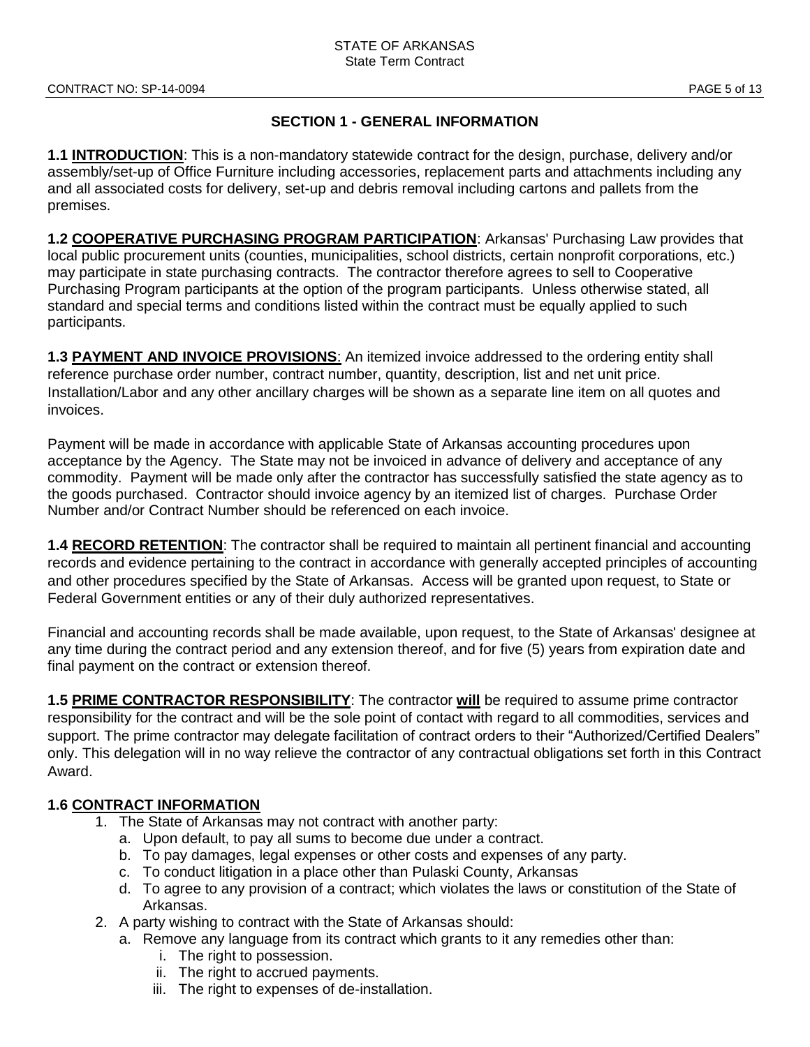## SECTION 1 - GENERAL INFORMATION

**1.1 INTRODUCTION**: This is a non-mandatory statewide contract for the design, purchase, delivery and/or assembly/set-up of Office Furniture including accessories, replacement parts and attachments including any and all associated costs for delivery, set-up and debris removal including cartons and pallets from the premises.

**1.2 COOPERATIVE PURCHASING PROGRAM PARTICIPATION**: Arkansas' Purchasing Law provides that local public procurement units (counties, municipalities, school districts, certain nonprofit corporations, etc.) may participate in state purchasing contracts. The contractor therefore agrees to sell to Cooperative Purchasing Program participants at the option of the program participants. Unless otherwise stated, all standard and special terms and conditions listed within the contract must be equally applied to such participants.

**1.3 PAYMENT AND INVOICE PROVISIONS**: An itemized invoice addressed to the ordering entity shall reference purchase order number, contract number, quantity, description, list and net unit price. Installation/Labor and any other ancillary charges will be shown as a separate line item on all quotes and invoices.

Payment will be made in accordance with applicable State of Arkansas accounting procedures upon acceptance by the Agency. The State may not be invoiced in advance of delivery and acceptance of any commodity. Payment will be made only after the contractor has successfully satisfied the state agency as to the goods purchased. Contractor should invoice agency by an itemized list of charges. Purchase Order Number and/or Contract Number should be referenced on each invoice.

**1.4 RECORD RETENTION**: The contractor shall be required to maintain all pertinent financial and accounting records and evidence pertaining to the contract in accordance with generally accepted principles of accounting and other procedures specified by the State of Arkansas. Access will be granted upon request, to State or Federal Government entities or any of their duly authorized representatives.

Financial and accounting records shall be made available, upon request, to the State of Arkansas' designee at any time during the contract period and any extension thereof, and for five (5) years from expiration date and final payment on the contract or extension thereof.

**1.5 PRIME CONTRACTOR RESPONSIBILITY**: The contractor **will** be required to assume prime contractor responsibility for the contract and will be the sole point of contact with regard to all commodities, services and support. The prime contractor may delegate facilitation of contract orders to their "Authorized/Certified Dealers" only. This delegation will in no way relieve the contractor of any contractual obligations set forth in this Contract Award.

**1.6 CONTRACT INFORMATION**

1. The State of Arkansas may not contract with another party:
   a. Upon default, to pay all sums to become due under a contract.
   b. To pay damages, legal expenses or other costs and expenses of any party.
   c. To conduct litigation in a place other than Pulaski County, Arkansas
   d. To agree to any provision of a contract; which violates the laws or constitution of the State of Arkansas.
2. A party wishing to contract with the State of Arkansas should:
   a. Remove any language from its contract which grants to it any remedies other than:
      i. The right to possession.
      ii. The right to accrued payments.
      iii. The right to expenses of de-installation.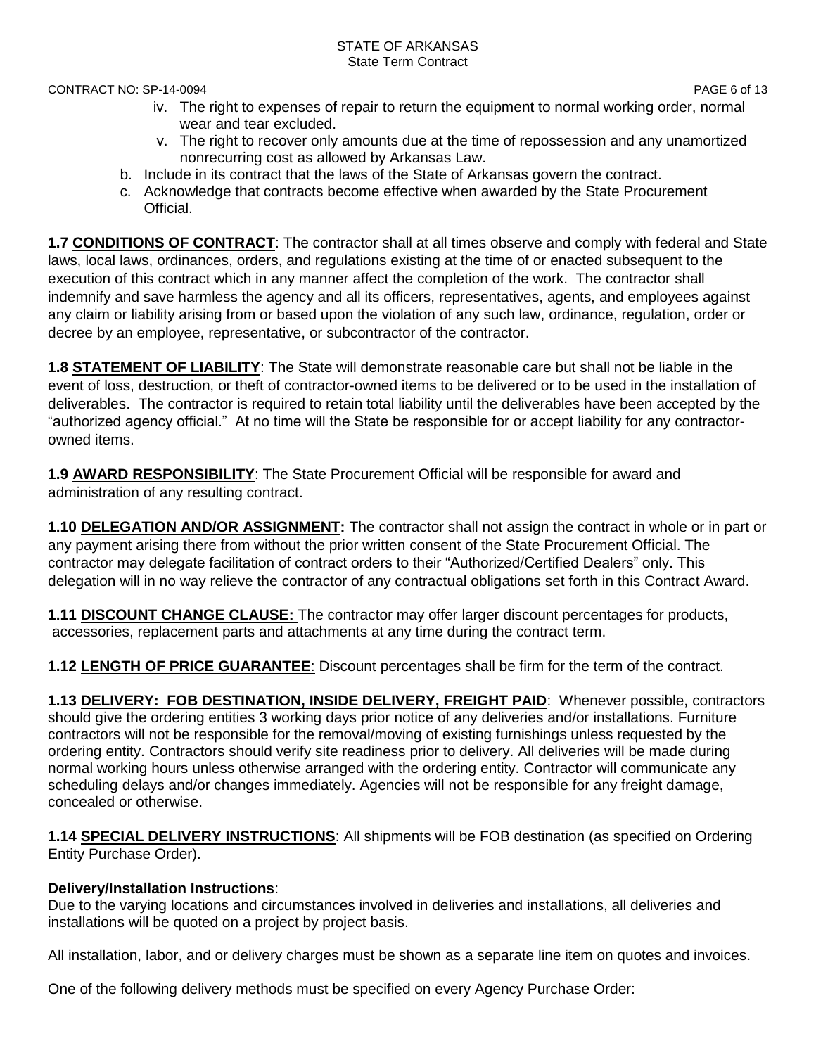iv. The right to expenses of repair to return the equipment to normal working order, normal wear and tear excluded.
   v. The right to recover only amounts due at the time of repossession and any unamortized nonrecurring cost as allowed by Arkansas Law.

b. Include in its contract that the laws of the State of Arkansas govern the contract.
c. Acknowledge that contracts become effective when awarded by the State Procurement Official.

**1.7 CONDITIONS OF CONTRACT**: The contractor shall at all times observe and comply with federal and State laws, local laws, ordinances, orders, and regulations existing at the time of or enacted subsequent to the execution of this contract which in any manner affect the completion of the work. The contractor shall indemnify and save harmless the agency and all its officers, representatives, agents, and employees against any claim or liability arising from or based upon the violation of any such law, ordinance, regulation, order or decree by an employee, representative, or subcontractor of the contractor.

**1.8 STATEMENT OF LIABILITY**: The State will demonstrate reasonable care but shall not be liable in the event of loss, destruction, or theft of contractor-owned items to be delivered or to be used in the installation of deliverables. The contractor is required to retain total liability until the deliverables have been accepted by the "authorized agency official." At no time will the State be responsible for or accept liability for any contractor-owned items.

**1.9 AWARD RESPONSIBILITY**: The State Procurement Official will be responsible for award and administration of any resulting contract.

**1.10 DELEGATION AND/OR ASSIGNMENT:** The contractor shall not assign the contract in whole or in part or any payment arising there from without the prior written consent of the State Procurement Official. The contractor may delegate facilitation of contract orders to their "Authorized/Certified Dealers" only. This delegation will in no way relieve the contractor of any contractual obligations set forth in this Contract Award.

**1.11 DISCOUNT CHANGE CLAUSE:** The contractor may offer larger discount percentages for products, accessories, replacement parts and attachments at any time during the contract term.

**1.12 LENGTH OF PRICE GUARANTEE**: Discount percentages shall be firm for the term of the contract.

**1.13 DELIVERY: FOB DESTINATION, INSIDE DELIVERY, FREIGHT PAID**: Whenever possible, contractors should give the ordering entities 3 working days prior notice of any deliveries and/or installations. Furniture contractors will not be responsible for the removal/moving of existing furnishings unless requested by the ordering entity. Contractors should verify site readiness prior to delivery. All deliveries will be made during normal working hours unless otherwise arranged with the ordering entity. Contractor will communicate any scheduling delays and/or changes immediately. Agencies will not be responsible for any freight damage, concealed or otherwise.

**1.14 SPECIAL DELIVERY INSTRUCTIONS**: All shipments will be FOB destination (as specified on Ordering Entity Purchase Order).

**Delivery/Installation Instructions**:

Due to the varying locations and circumstances involved in deliveries and installations, all deliveries and installations will be quoted on a project by project basis.

All installation, labor, and or delivery charges must be shown as a separate line item on quotes and invoices.

One of the following delivery methods must be specified on every Agency Purchase Order: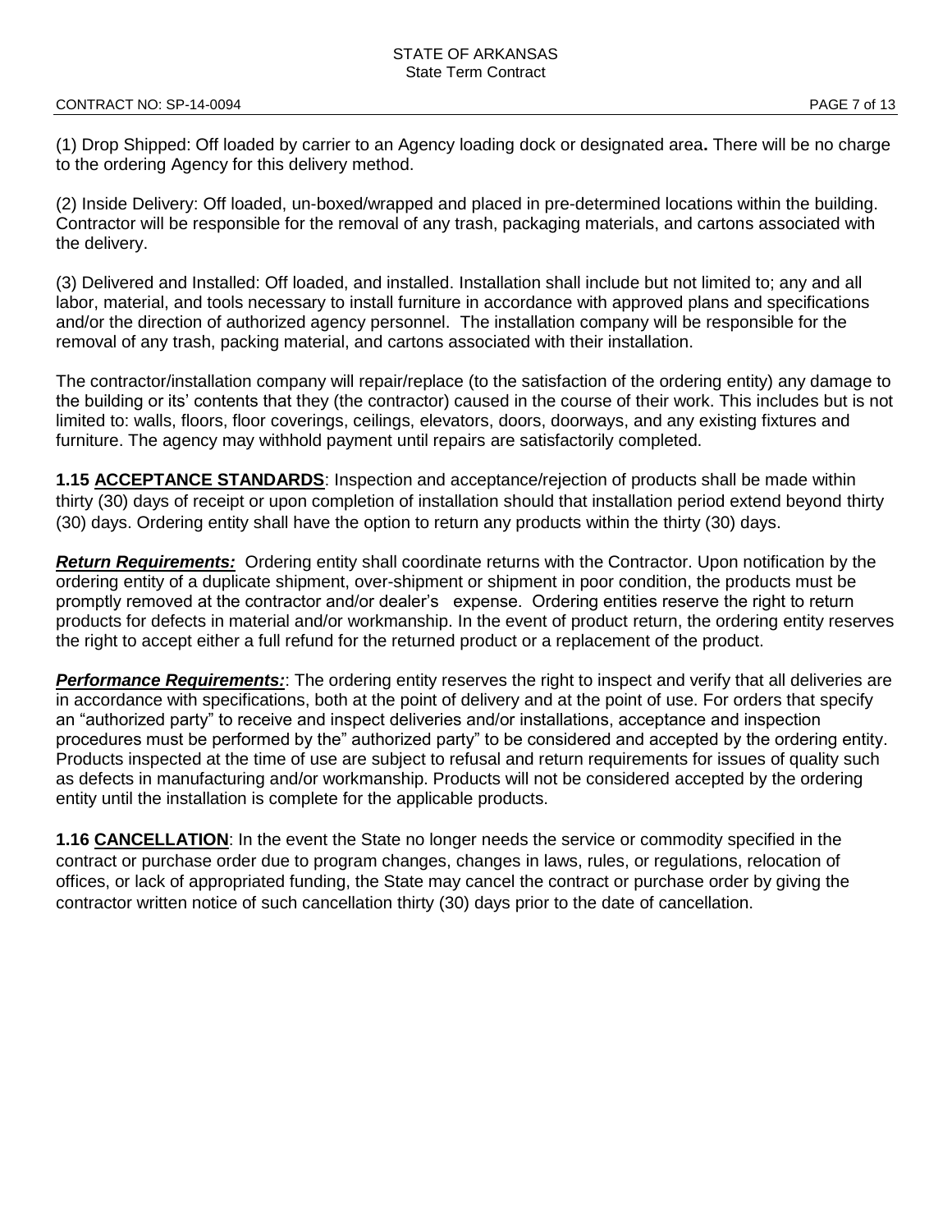(1) Drop Shipped: Off loaded by carrier to an Agency loading dock or designated area**.** There will be no charge to the ordering Agency for this delivery method.

(2) Inside Delivery: Off loaded, un-boxed/wrapped and placed in pre-determined locations within the building. Contractor will be responsible for the removal of any trash, packaging materials, and cartons associated with the delivery.

(3) Delivered and Installed: Off loaded, and installed. Installation shall include but not limited to; any and all labor, material, and tools necessary to install furniture in accordance with approved plans and specifications and/or the direction of authorized agency personnel. The installation company will be responsible for the removal of any trash, packing material, and cartons associated with their installation.

The contractor/installation company will repair/replace (to the satisfaction of the ordering entity) any damage to the building or its' contents that they (the contractor) caused in the course of their work. This includes but is not limited to: walls, floors, floor coverings, ceilings, elevators, doors, doorways, and any existing fixtures and furniture. The agency may withhold payment until repairs are satisfactorily completed.

**1.15 ACCEPTANCE STANDARDS**: Inspection and acceptance/rejection of products shall be made within thirty (30) days of receipt or upon completion of installation should that installation period extend beyond thirty (30) days. Ordering entity shall have the option to return any products within the thirty (30) days.

***Return Requirements:*** Ordering entity shall coordinate returns with the Contractor. Upon notification by the ordering entity of a duplicate shipment, over-shipment or shipment in poor condition, the products must be promptly removed at the contractor and/or dealer's expense. Ordering entities reserve the right to return products for defects in material and/or workmanship. In the event of product return, the ordering entity reserves the right to accept either a full refund for the returned product or a replacement of the product.

***Performance Requirements:***: The ordering entity reserves the right to inspect and verify that all deliveries are in accordance with specifications, both at the point of delivery and at the point of use. For orders that specify an "authorized party" to receive and inspect deliveries and/or installations, acceptance and inspection procedures must be performed by the" authorized party" to be considered and accepted by the ordering entity. Products inspected at the time of use are subject to refusal and return requirements for issues of quality such as defects in manufacturing and/or workmanship. Products will not be considered accepted by the ordering entity until the installation is complete for the applicable products.

**1.16 CANCELLATION**: In the event the State no longer needs the service or commodity specified in the contract or purchase order due to program changes, changes in laws, rules, or regulations, relocation of offices, or lack of appropriated funding, the State may cancel the contract or purchase order by giving the contractor written notice of such cancellation thirty (30) days prior to the date of cancellation.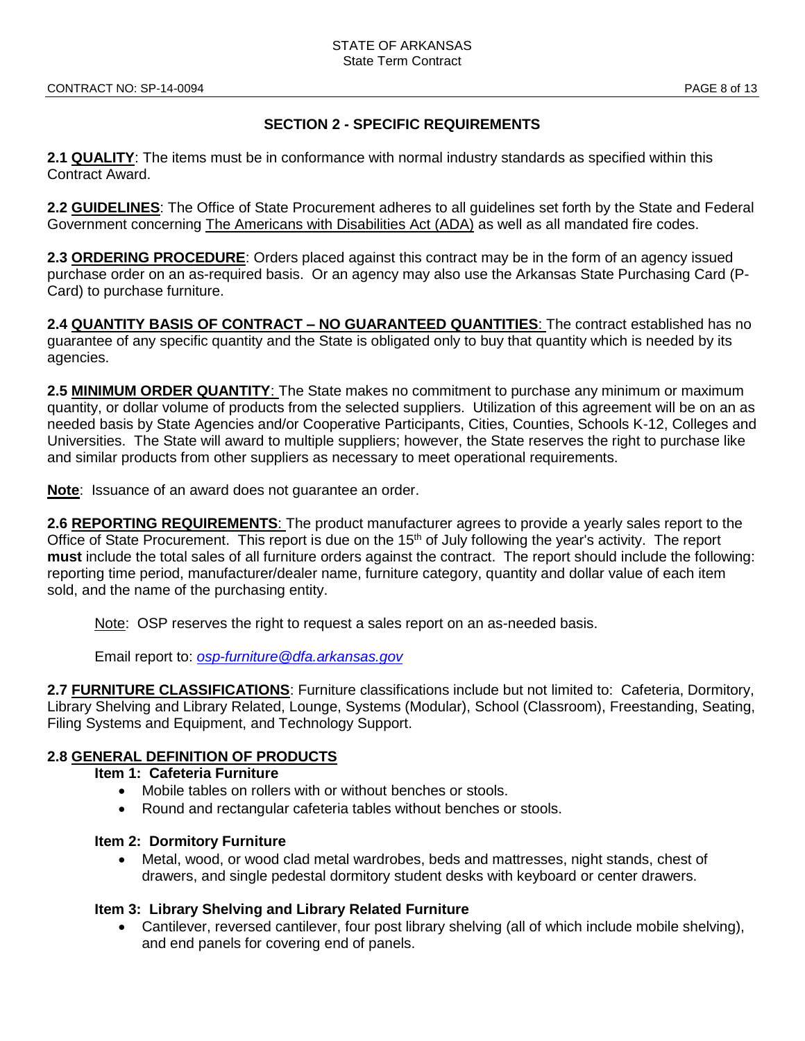## SECTION 2 - SPECIFIC REQUIREMENTS

**2.1 QUALITY**: The items must be in conformance with normal industry standards as specified within this Contract Award.

**2.2 GUIDELINES**: The Office of State Procurement adheres to all guidelines set forth by the State and Federal Government concerning The Americans with Disabilities Act (ADA) as well as all mandated fire codes.

**2.3 ORDERING PROCEDURE**: Orders placed against this contract may be in the form of an agency issued purchase order on an as-required basis. Or an agency may also use the Arkansas State Purchasing Card (P-Card) to purchase furniture.

**2.4 QUANTITY BASIS OF CONTRACT – NO GUARANTEED QUANTITIES**: The contract established has no guarantee of any specific quantity and the State is obligated only to buy that quantity which is needed by its agencies.

**2.5 MINIMUM ORDER QUANTITY**: The State makes no commitment to purchase any minimum or maximum quantity, or dollar volume of products from the selected suppliers. Utilization of this agreement will be on an as needed basis by State Agencies and/or Cooperative Participants, Cities, Counties, Schools K-12, Colleges and Universities. The State will award to multiple suppliers; however, the State reserves the right to purchase like and similar products from other suppliers as necessary to meet operational requirements.

**Note**: Issuance of an award does not guarantee an order.

**2.6 REPORTING REQUIREMENTS**: The product manufacturer agrees to provide a yearly sales report to the Office of State Procurement. This report is due on the 15th of July following the year's activity. The report **must** include the total sales of all furniture orders against the contract. The report should include the following: reporting time period, manufacturer/dealer name, furniture category, quantity and dollar value of each item sold, and the name of the purchasing entity.

Note: OSP reserves the right to request a sales report on an as-needed basis.

Email report to: *osp-furniture@dfa.arkansas.gov*

**2.7 FURNITURE CLASSIFICATIONS**: Furniture classifications include but not limited to: Cafeteria, Dormitory, Library Shelving and Library Related, Lounge, Systems (Modular), School (Classroom), Freestanding, Seating, Filing Systems and Equipment, and Technology Support.

**2.8 GENERAL DEFINITION OF PRODUCTS**

**Item 1: Cafeteria Furniture**

- Mobile tables on rollers with or without benches or stools.
- Round and rectangular cafeteria tables without benches or stools.

**Item 2: Dormitory Furniture**

- Metal, wood, or wood clad metal wardrobes, beds and mattresses, night stands, chest of drawers, and single pedestal dormitory student desks with keyboard or center drawers.

**Item 3: Library Shelving and Library Related Furniture**

- Cantilever, reversed cantilever, four post library shelving (all of which include mobile shelving), and end panels for covering end of panels.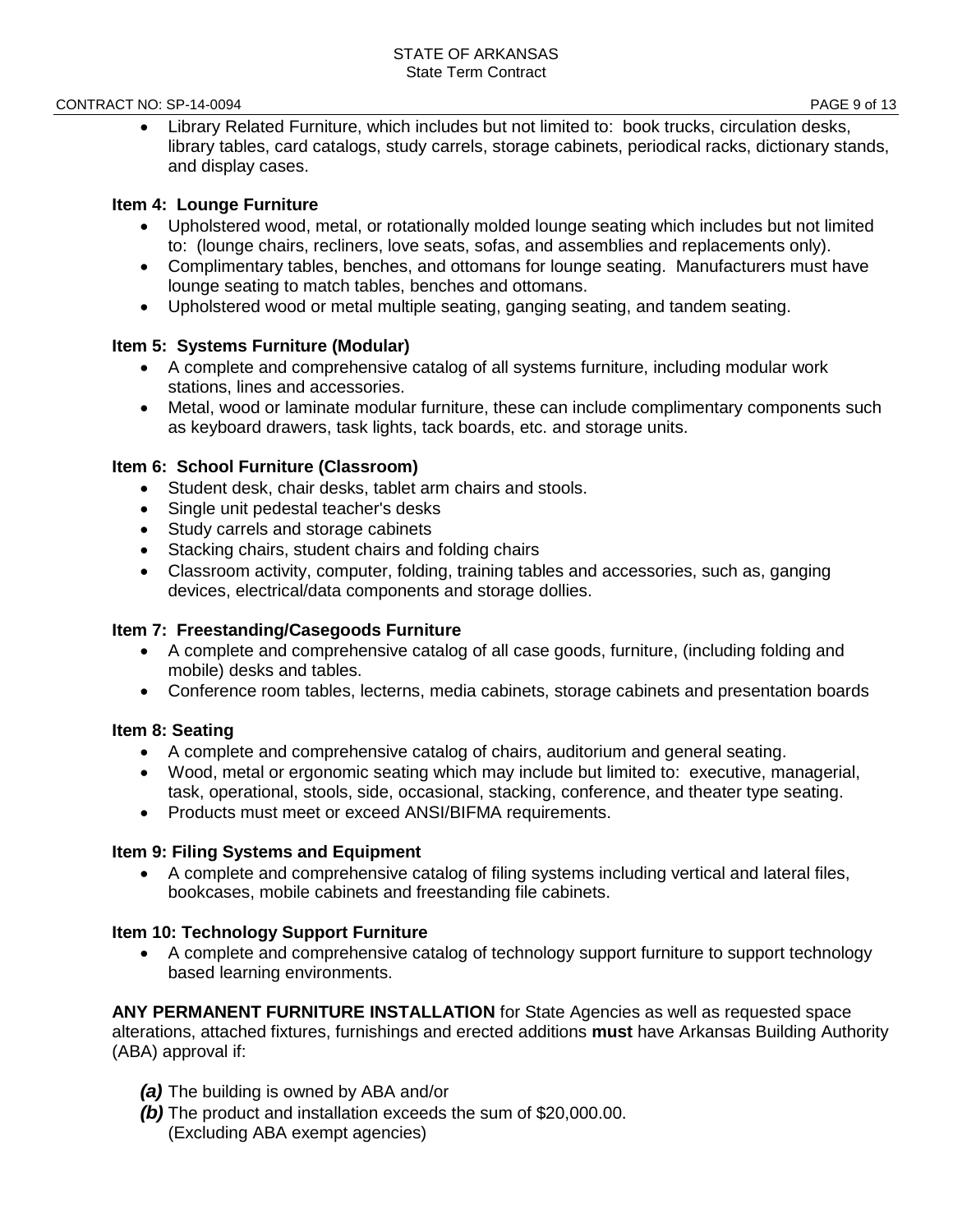- Library Related Furniture, which includes but not limited to: book trucks, circulation desks, library tables, card catalogs, study carrels, storage cabinets, periodical racks, dictionary stands, and display cases.

**Item 4: Lounge Furniture**

- Upholstered wood, metal, or rotationally molded lounge seating which includes but not limited to: (lounge chairs, recliners, love seats, sofas, and assemblies and replacements only).
- Complimentary tables, benches, and ottomans for lounge seating. Manufacturers must have lounge seating to match tables, benches and ottomans.
- Upholstered wood or metal multiple seating, ganging seating, and tandem seating.

**Item 5: Systems Furniture (Modular)**

- A complete and comprehensive catalog of all systems furniture, including modular work stations, lines and accessories.
- Metal, wood or laminate modular furniture, these can include complimentary components such as keyboard drawers, task lights, tack boards, etc. and storage units.

**Item 6: School Furniture (Classroom)**

- Student desk, chair desks, tablet arm chairs and stools.
- Single unit pedestal teacher's desks
- Study carrels and storage cabinets
- Stacking chairs, student chairs and folding chairs
- Classroom activity, computer, folding, training tables and accessories, such as, ganging devices, electrical/data components and storage dollies.

**Item 7: Freestanding/Casegoods Furniture**

- A complete and comprehensive catalog of all case goods, furniture, (including folding and mobile) desks and tables.
- Conference room tables, lecterns, media cabinets, storage cabinets and presentation boards

**Item 8: Seating**

- A complete and comprehensive catalog of chairs, auditorium and general seating.
- Wood, metal or ergonomic seating which may include but limited to: executive, managerial, task, operational, stools, side, occasional, stacking, conference, and theater type seating.
- Products must meet or exceed ANSI/BIFMA requirements.

**Item 9: Filing Systems and Equipment**

- A complete and comprehensive catalog of filing systems including vertical and lateral files, bookcases, mobile cabinets and freestanding file cabinets.

**Item 10: Technology Support Furniture**

- A complete and comprehensive catalog of technology support furniture to support technology based learning environments.

**ANY PERMANENT FURNITURE INSTALLATION** for State Agencies as well as requested space alterations, attached fixtures, furnishings and erected additions **must** have Arkansas Building Authority (ABA) approval if:

***(a)*** The building is owned by ABA and/or
***(b)*** The product and installation exceeds the sum of $20,000.00. (Excluding ABA exempt agencies)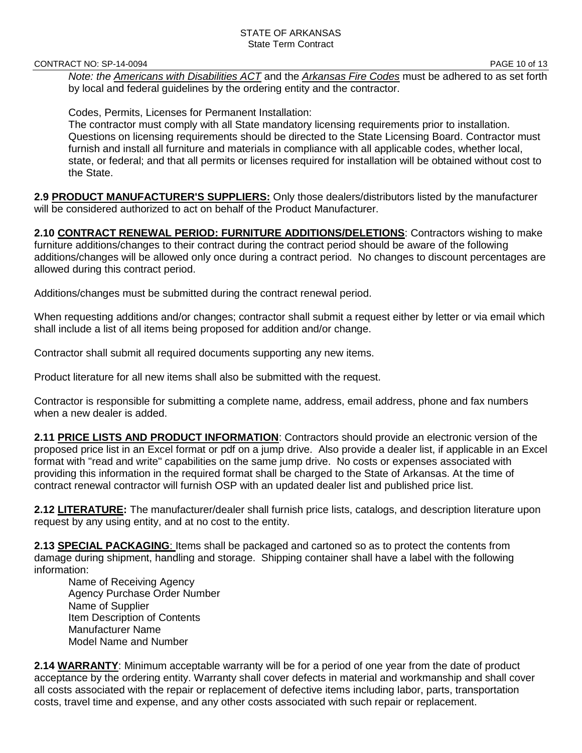*Note: the Americans with Disabilities ACT and the Arkansas Fire Codes must be adhered to as set forth by local and federal guidelines by the ordering entity and the contractor.*

Codes, Permits, Licenses for Permanent Installation:
The contractor must comply with all State mandatory licensing requirements prior to installation. Questions on licensing requirements should be directed to the State Licensing Board. Contractor must furnish and install all furniture and materials in compliance with all applicable codes, whether local, state, or federal; and that all permits or licenses required for installation will be obtained without cost to the State.

**2.9 PRODUCT MANUFACTURER'S SUPPLIERS:** Only those dealers/distributors listed by the manufacturer will be considered authorized to act on behalf of the Product Manufacturer.

**2.10 CONTRACT RENEWAL PERIOD: FURNITURE ADDITIONS/DELETIONS**: Contractors wishing to make furniture additions/changes to their contract during the contract period should be aware of the following additions/changes will be allowed only once during a contract period. No changes to discount percentages are allowed during this contract period.

Additions/changes must be submitted during the contract renewal period.

When requesting additions and/or changes; contractor shall submit a request either by letter or via email which shall include a list of all items being proposed for addition and/or change.

Contractor shall submit all required documents supporting any new items.

Product literature for all new items shall also be submitted with the request.

Contractor is responsible for submitting a complete name, address, email address, phone and fax numbers when a new dealer is added.

**2.11 PRICE LISTS AND PRODUCT INFORMATION**: Contractors should provide an electronic version of the proposed price list in an Excel format or pdf on a jump drive. Also provide a dealer list, if applicable in an Excel format with "read and write" capabilities on the same jump drive. No costs or expenses associated with providing this information in the required format shall be charged to the State of Arkansas. At the time of contract renewal contractor will furnish OSP with an updated dealer list and published price list.

**2.12 LITERATURE:** The manufacturer/dealer shall furnish price lists, catalogs, and description literature upon request by any using entity, and at no cost to the entity.

**2.13 SPECIAL PACKAGING**: Items shall be packaged and cartoned so as to protect the contents from damage during shipment, handling and storage. Shipping container shall have a label with the following information:

Name of Receiving Agency
Agency Purchase Order Number
Name of Supplier
Item Description of Contents
Manufacturer Name
Model Name and Number

**2.14 WARRANTY**: Minimum acceptable warranty will be for a period of one year from the date of product acceptance by the ordering entity. Warranty shall cover defects in material and workmanship and shall cover all costs associated with the repair or replacement of defective items including labor, parts, transportation costs, travel time and expense, and any other costs associated with such repair or replacement.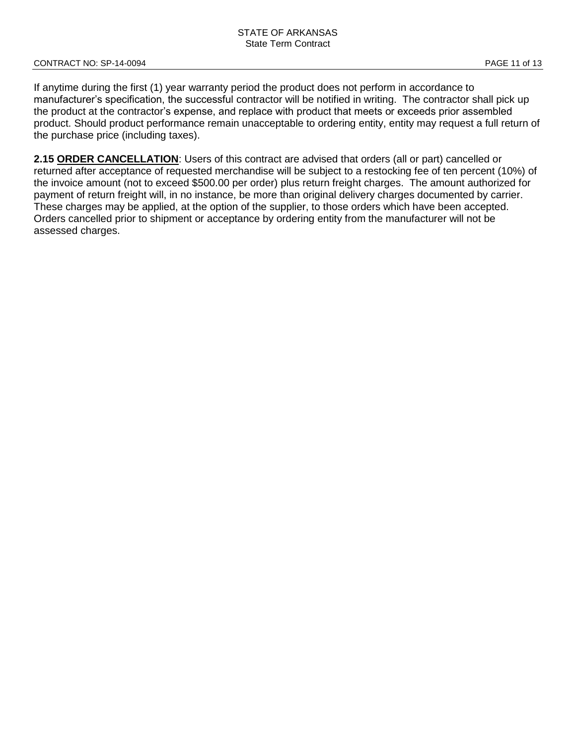If anytime during the first (1) year warranty period the product does not perform in accordance to manufacturer's specification, the successful contractor will be notified in writing. The contractor shall pick up the product at the contractor's expense, and replace with product that meets or exceeds prior assembled product. Should product performance remain unacceptable to ordering entity, entity may request a full return of the purchase price (including taxes).

**2.15 <u>ORDER CANCELLATION</u>**: Users of this contract are advised that orders (all or part) cancelled or returned after acceptance of requested merchandise will be subject to a restocking fee of ten percent (10%) of the invoice amount (not to exceed $500.00 per order) plus return freight charges. The amount authorized for payment of return freight will, in no instance, be more than original delivery charges documented by carrier. These charges may be applied, at the option of the supplier, to those orders which have been accepted. Orders cancelled prior to shipment or acceptance by ordering entity from the manufacturer will not be assessed charges.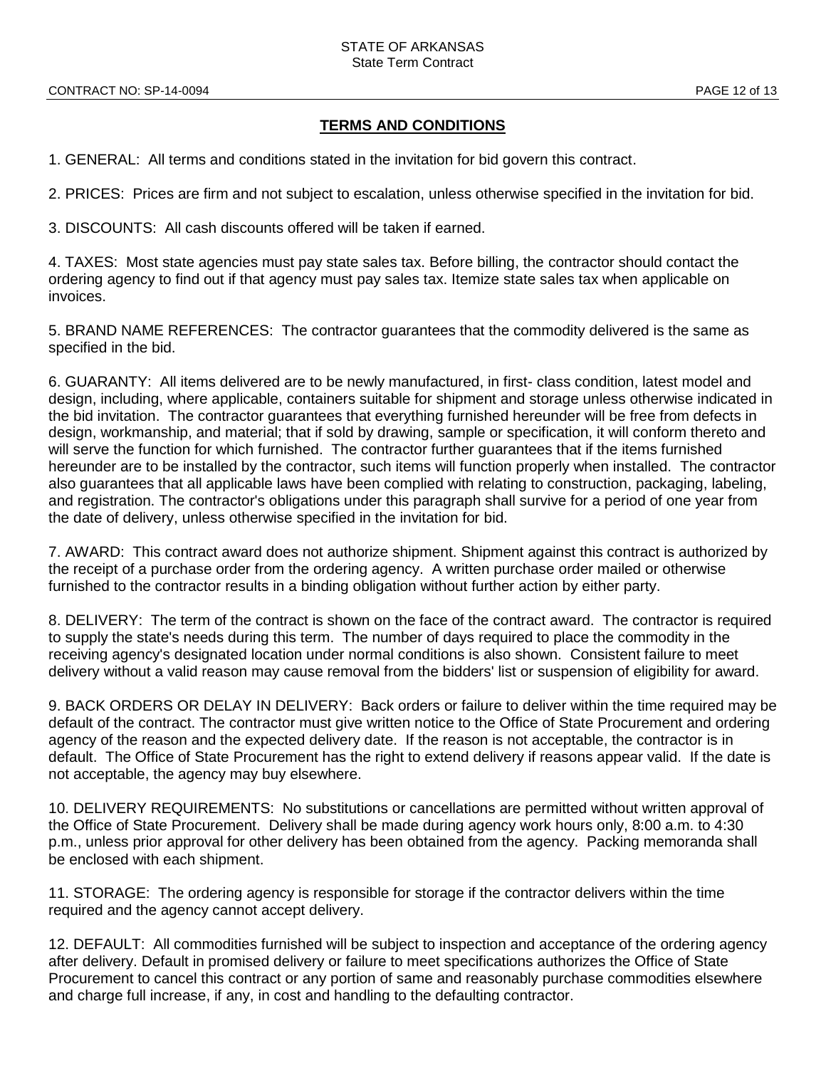## TERMS AND CONDITIONS

1. GENERAL: All terms and conditions stated in the invitation for bid govern this contract.

2. PRICES: Prices are firm and not subject to escalation, unless otherwise specified in the invitation for bid.

3. DISCOUNTS: All cash discounts offered will be taken if earned.

4. TAXES: Most state agencies must pay state sales tax. Before billing, the contractor should contact the ordering agency to find out if that agency must pay sales tax. Itemize state sales tax when applicable on invoices.

5. BRAND NAME REFERENCES: The contractor guarantees that the commodity delivered is the same as specified in the bid.

6. GUARANTY: All items delivered are to be newly manufactured, in first- class condition, latest model and design, including, where applicable, containers suitable for shipment and storage unless otherwise indicated in the bid invitation. The contractor guarantees that everything furnished hereunder will be free from defects in design, workmanship, and material; that if sold by drawing, sample or specification, it will conform thereto and will serve the function for which furnished. The contractor further guarantees that if the items furnished hereunder are to be installed by the contractor, such items will function properly when installed. The contractor also guarantees that all applicable laws have been complied with relating to construction, packaging, labeling, and registration. The contractor's obligations under this paragraph shall survive for a period of one year from the date of delivery, unless otherwise specified in the invitation for bid.

7. AWARD: This contract award does not authorize shipment. Shipment against this contract is authorized by the receipt of a purchase order from the ordering agency. A written purchase order mailed or otherwise furnished to the contractor results in a binding obligation without further action by either party.

8. DELIVERY: The term of the contract is shown on the face of the contract award. The contractor is required to supply the state's needs during this term. The number of days required to place the commodity in the receiving agency's designated location under normal conditions is also shown. Consistent failure to meet delivery without a valid reason may cause removal from the bidders' list or suspension of eligibility for award.

9. BACK ORDERS OR DELAY IN DELIVERY: Back orders or failure to deliver within the time required may be default of the contract. The contractor must give written notice to the Office of State Procurement and ordering agency of the reason and the expected delivery date. If the reason is not acceptable, the contractor is in default. The Office of State Procurement has the right to extend delivery if reasons appear valid. If the date is not acceptable, the agency may buy elsewhere.

10. DELIVERY REQUIREMENTS: No substitutions or cancellations are permitted without written approval of the Office of State Procurement. Delivery shall be made during agency work hours only, 8:00 a.m. to 4:30 p.m., unless prior approval for other delivery has been obtained from the agency. Packing memoranda shall be enclosed with each shipment.

11. STORAGE: The ordering agency is responsible for storage if the contractor delivers within the time required and the agency cannot accept delivery.

12. DEFAULT: All commodities furnished will be subject to inspection and acceptance of the ordering agency after delivery. Default in promised delivery or failure to meet specifications authorizes the Office of State Procurement to cancel this contract or any portion of same and reasonably purchase commodities elsewhere and charge full increase, if any, in cost and handling to the defaulting contractor.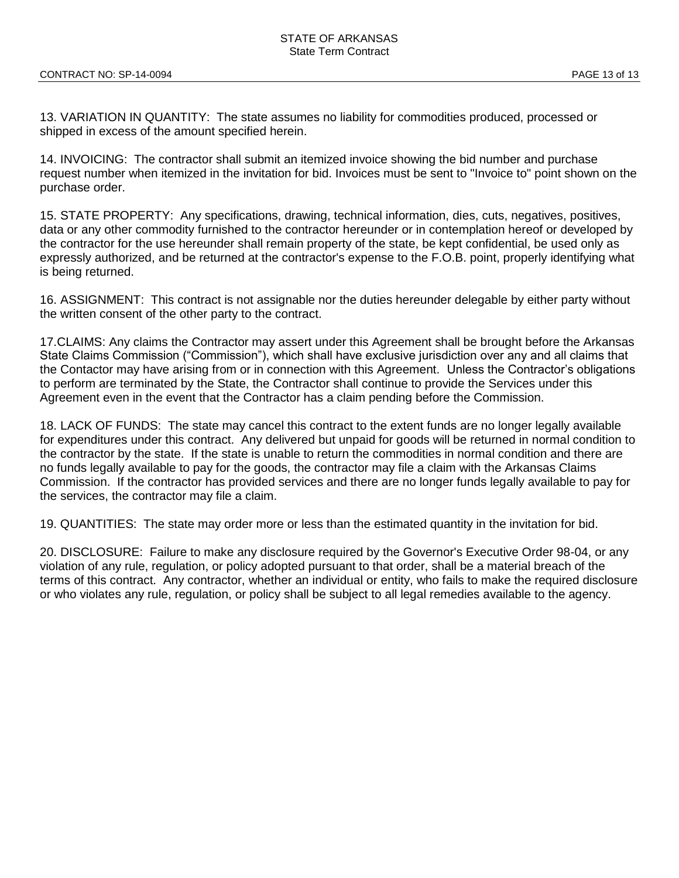13. VARIATION IN QUANTITY: The state assumes no liability for commodities produced, processed or shipped in excess of the amount specified herein.

14. INVOICING: The contractor shall submit an itemized invoice showing the bid number and purchase request number when itemized in the invitation for bid. Invoices must be sent to "Invoice to" point shown on the purchase order.

15. STATE PROPERTY: Any specifications, drawing, technical information, dies, cuts, negatives, positives, data or any other commodity furnished to the contractor hereunder or in contemplation hereof or developed by the contractor for the use hereunder shall remain property of the state, be kept confidential, be used only as expressly authorized, and be returned at the contractor's expense to the F.O.B. point, properly identifying what is being returned.

16. ASSIGNMENT: This contract is not assignable nor the duties hereunder delegable by either party without the written consent of the other party to the contract.

17.CLAIMS: Any claims the Contractor may assert under this Agreement shall be brought before the Arkansas State Claims Commission ("Commission"), which shall have exclusive jurisdiction over any and all claims that the Contactor may have arising from or in connection with this Agreement. Unless the Contractor's obligations to perform are terminated by the State, the Contractor shall continue to provide the Services under this Agreement even in the event that the Contractor has a claim pending before the Commission.

18. LACK OF FUNDS: The state may cancel this contract to the extent funds are no longer legally available for expenditures under this contract. Any delivered but unpaid for goods will be returned in normal condition to the contractor by the state. If the state is unable to return the commodities in normal condition and there are no funds legally available to pay for the goods, the contractor may file a claim with the Arkansas Claims Commission. If the contractor has provided services and there are no longer funds legally available to pay for the services, the contractor may file a claim.

19. QUANTITIES: The state may order more or less than the estimated quantity in the invitation for bid.

20. DISCLOSURE: Failure to make any disclosure required by the Governor's Executive Order 98-04, or any violation of any rule, regulation, or policy adopted pursuant to that order, shall be a material breach of the terms of this contract. Any contractor, whether an individual or entity, who fails to make the required disclosure or who violates any rule, regulation, or policy shall be subject to all legal remedies available to the agency.